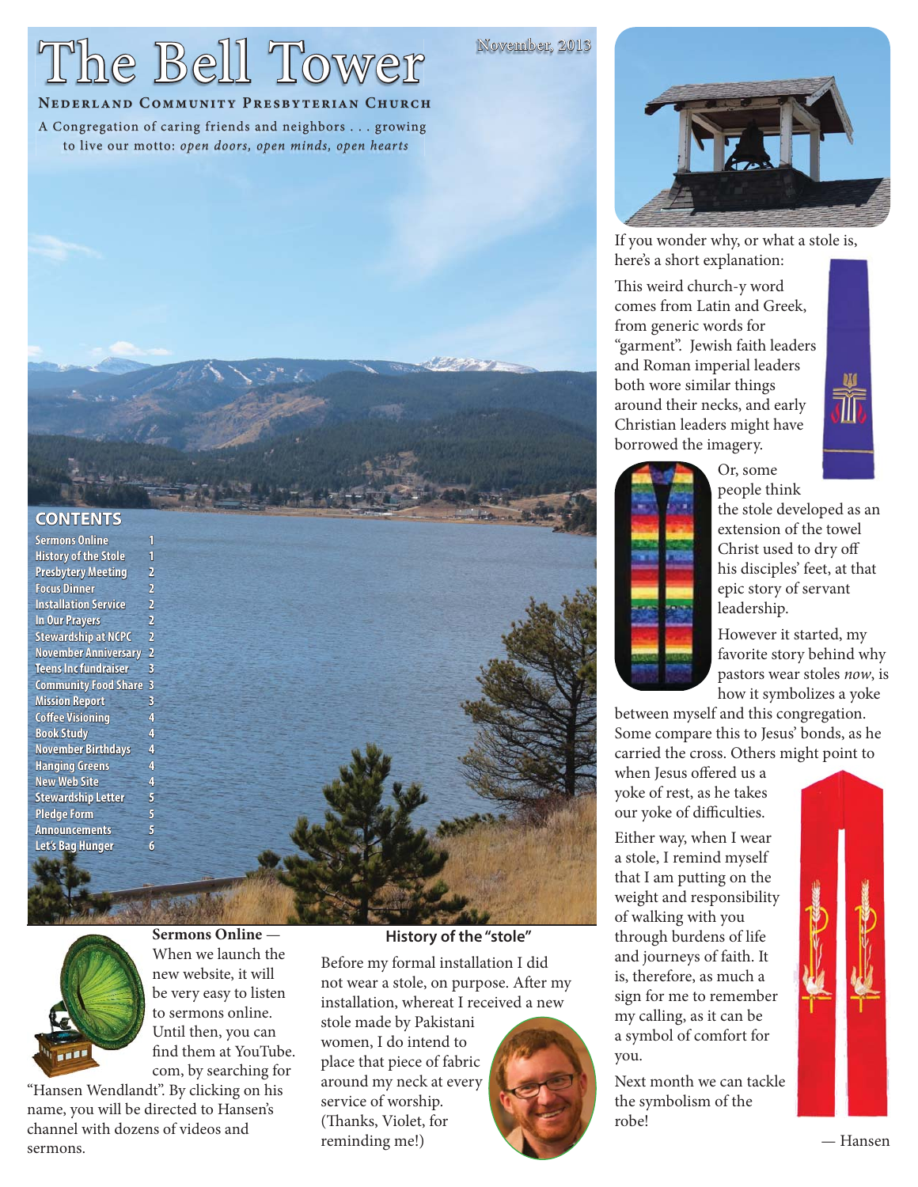# The Bell Tower

November, 2013

**Nederland Community Presbyterian Church**

A Congregation of caring friends and neighbors . . . growing to live our motto: *open doors, open minds, open hearts*

## CONTENTS

| | |
|---|---|
| Sermons Online | 1 |
| History of the Stole | 1 |
| Presbytery Meeting | 2 |
| Focus Dinner | 2 |
| Installation Service | 2 |
| In Our Prayers | 2 |
| Stewardship at NCPC | 2 |
| November Anniversary | 2 |
| Teens Inc fundraiser | 3 |
| Community Food Share | 3 |
| Mission Report | 3 |
| Coffee Visioning | 4 |
| Book Study | 4 |
| November Birthdays | 4 |
| Hanging Greens | 4 |
| New Web Site | 4 |
| Stewardship Letter | 5 |
| Pledge Form | 5 |
| Announcements | 5 |
| Let's Bag Hunger | 6 |

**Sermons Online** — When we launch the new website, it will be very easy to listen to sermons online. Until then, you can find them at YouTube.com, by searching for "Hansen Wendlandt". By clicking on his name, you will be directed to Hansen's channel with dozens of videos and sermons.

## History of the "stole"

Before my formal installation I did not wear a stole, on purpose. After my installation, whereat I received a new stole made by Pakistani women, I do intend to place that piece of fabric around my neck at every service of worship. (Thanks, Violet, for reminding me!)

If you wonder why, or what a stole is, here's a short explanation:

This weird church-y word comes from Latin and Greek, from generic words for "garment". Jewish faith leaders and Roman imperial leaders both wore similar things around their necks, and early Christian leaders might have borrowed the imagery.

Or, some people think the stole developed as an extension of the towel Christ used to dry off his disciples' feet, at that epic story of servant leadership.

However it started, my favorite story behind why pastors wear stoles *now*, is how it symbolizes a yoke between myself and this congregation. Some compare this to Jesus' bonds, as he carried the cross. Others might point to when Jesus offered us a yoke of rest, as he takes our yoke of difficulties.

Either way, when I wear a stole, I remind myself that I am putting on the weight and responsibility of walking with you through burdens of life and journeys of faith. It is, therefore, as much a sign for me to remember my calling, as it can be a symbol of comfort for you.

Next month we can tackle the symbolism of the robe!

— Hansen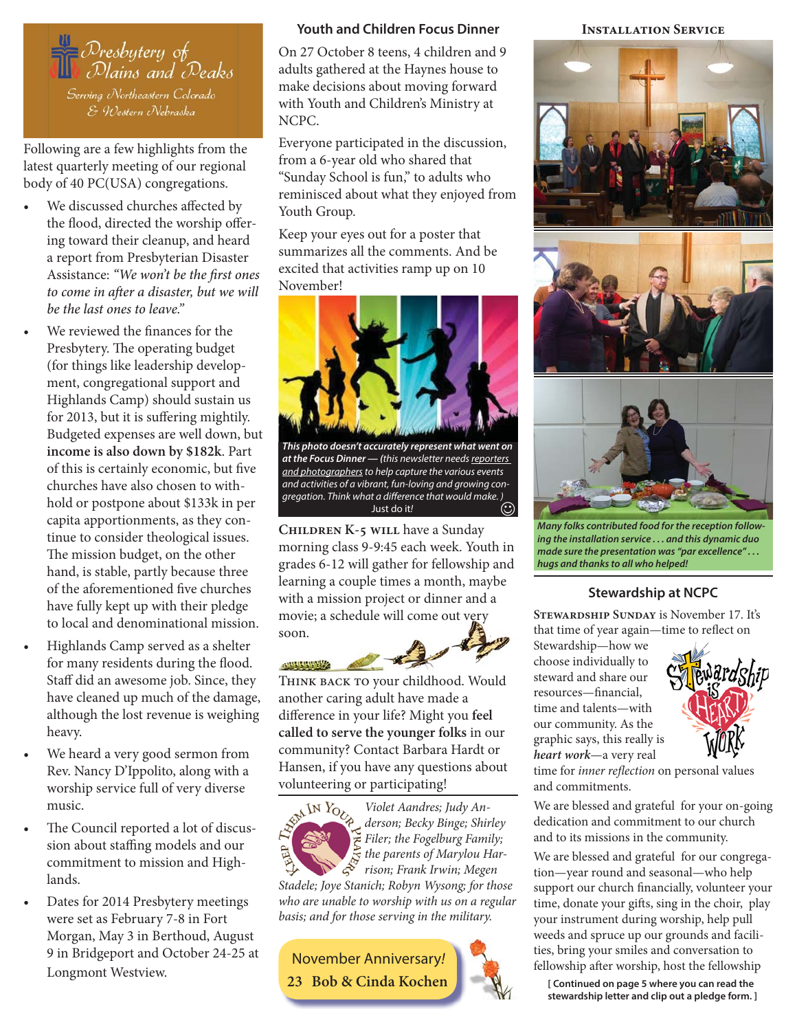## Presbytery of Plains and Peaks

*Serving Northeastern Colorado & Western Nebraska*

Following are a few highlights from the latest quarterly meeting of our regional body of 40 PC(USA) congregations.

- We discussed churches affected by the flood, directed the worship offering toward their cleanup, and heard a report from Presbyterian Disaster Assistance: *"We won't be the first ones to come in after a disaster, but we will be the last ones to leave."*
- We reviewed the finances for the Presbytery. The operating budget (for things like leadership development, congregational support and Highlands Camp) should sustain us for 2013, but it is suffering mightily. Budgeted expenses are well down, but **income is also down by $182k**. Part of this is certainly economic, but five churches have also chosen to withhold or postpone about $133k in per capita apportionments, as they continue to consider theological issues. The mission budget, on the other hand, is stable, partly because three of the aforementioned five churches have fully kept up with their pledge to local and denominational mission.
- Highlands Camp served as a shelter for many residents during the flood. Staff did an awesome job. Since, they have cleaned up much of the damage, although the lost revenue is weighing heavy.
- We heard a very good sermon from Rev. Nancy D'Ippolito, along with a worship service full of very diverse music.
- The Council reported a lot of discussion about staffing models and our commitment to mission and Highlands.
- Dates for 2014 Presbytery meetings were set as February 7-8 in Fort Morgan, May 3 in Berthoud, August 9 in Bridgeport and October 24-25 at Longmont Westview.

## Youth and Children Focus Dinner

On 27 October 8 teens, 4 children and 9 adults gathered at the Haynes house to make decisions about moving forward with Youth and Children's Ministry at NCPC.

Everyone participated in the discussion, from a 6-year old who shared that "Sunday School is fun," to adults who reminisced about what they enjoyed from Youth Group.

Keep your eyes out for a poster that summarizes all the comments. And be excited that activities ramp up on 10 November!

***This photo doesn't accurately represent what went on at the Focus Dinner** — (this newsletter needs reporters and photographers to help capture the various events and activities of a vibrant, fun-loving and growing congregation. Think what a difference that would make.)* Just do it! ☺

**Children K-5 will** have a Sunday morning class 9-9:45 each week. Youth in grades 6-12 will gather for fellowship and learning a couple times a month, maybe with a mission project or dinner and a movie; a schedule will come out very soon.

**Think back to** your childhood. Would another caring adult have made a difference in your life? Might you **feel called to serve the younger folks** in our community? Contact Barbara Hardt or Hansen, if you have any questions about volunteering or participating!

**Keep Them In Your Prayers**

*Violet Aandres; Judy Anderson; Becky Binge; Shirley Filer; the Fogelburg Family; the parents of Marylou Harrison; Frank Irwin; Megen Stadele; Joye Stanich; Robyn Wysong; for those who are unable to worship with us on a regular basis; and for those serving in the military.*

**November Anniversary!**

**23 Bob & Cinda Kochen**

## Installation Service

***Many folks contributed food for the reception following the installation service . . . and this dynamic duo made sure the presentation was "par excellence" . . . hugs and thanks to all who helped!***

## Stewardship at NCPC

**Stewardship Sunday** is November 17. It's that time of year again—time to reflect on Stewardship—how we choose individually to steward and share our resources—financial, time and talents—with our community. As the graphic says, this really is ***heart work***—a very real time for *inner reflection* on personal values and commitments.

We are blessed and grateful for your on-going dedication and commitment to our church and to its missions in the community.

We are blessed and grateful for our congregation—year round and seasonal—who help support our church financially, volunteer your time, donate your gifts, sing in the choir, play your instrument during worship, help pull weeds and spruce up our grounds and facilities, bring your smiles and conversation to fellowship after worship, host the fellowship

**[ Continued on page 5 where you can read the stewardship letter and clip out a pledge form. ]**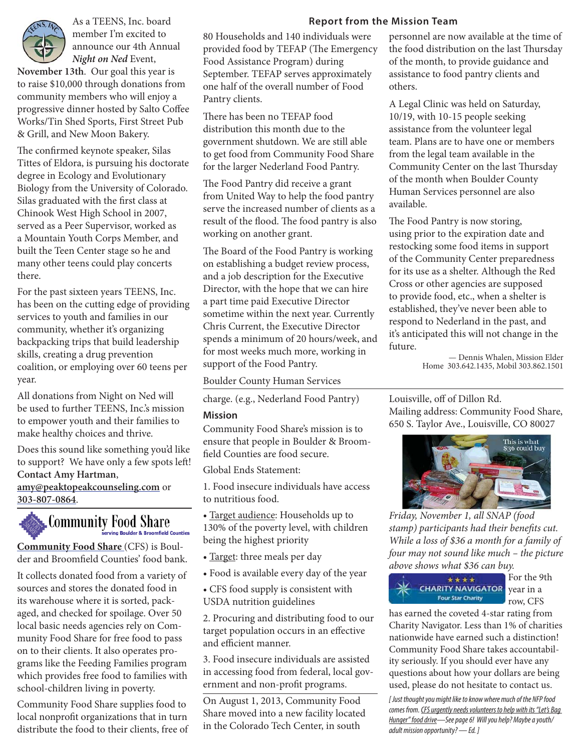As a TEENS, Inc. board member I'm excited to announce our 4th Annual ***Night on Ned*** Event, **November 13th**. Our goal this year is to raise $10,000 through donations from community members who will enjoy a progressive dinner hosted by Salto Coffee Works/Tin Shed Sports, First Street Pub & Grill, and New Moon Bakery.

The confirmed keynote speaker, Silas Tittes of Eldora, is pursuing his doctorate degree in Ecology and Evolutionary Biology from the University of Colorado. Silas graduated with the first class at Chinook West High School in 2007, served as a Peer Supervisor, worked as a Mountain Youth Corps Member, and built the Teen Center stage so he and many other teens could play concerts there.

For the past sixteen years TEENS, Inc. has been on the cutting edge of providing services to youth and families in our community, whether it's organizing backpacking trips that build leadership skills, creating a drug prevention coalition, or employing over 60 teens per year.

All donations from Night on Ned will be used to further TEENS, Inc.'s mission to empower youth and their families to make healthy choices and thrive.

Does this sound like something you'd like to support? We have only a few spots left! **Contact Amy Hartman**, **amy@peaktopeakcounseling.com** or **303-807-0864**.

## Report from the Mission Team

80 Households and 140 individuals were provided food by TEFAP (The Emergency Food Assistance Program) during September. TEFAP serves approximately one half of the overall number of Food Pantry clients.

There has been no TEFAP food distribution this month due to the government shutdown. We are still able to get food from Community Food Share for the larger Nederland Food Pantry.

The Food Pantry did receive a grant from United Way to help the food pantry serve the increased number of clients as a result of the flood. The food pantry is also working on another grant.

The Board of the Food Pantry is working on establishing a budget review process, and a job description for the Executive Director, with the hope that we can hire a part time paid Executive Director sometime within the next year. Currently Chris Current, the Executive Director spends a minimum of 20 hours/week, and for most weeks much more, working in support of the Food Pantry.

Boulder County Human Services personnel are now available at the time of the food distribution on the last Thursday of the month, to provide guidance and assistance to food pantry clients and others.

A Legal Clinic was held on Saturday, 10/19, with 10-15 people seeking assistance from the volunteer legal team. Plans are to have one or members from the legal team available in the Community Center on the last Thursday of the month when Boulder County Human Services personnel are also available.

The Food Pantry is now storing, using prior to the expiration date and restocking some food items in support of the Community Center preparedness for its use as a shelter. Although the Red Cross or other agencies are supposed to provide food, etc., when a shelter is established, they've never been able to respond to Nederland in the past, and it's anticipated this will not change in the future.

— Dennis Whalen, Mission Elder
Home 303.642.1435, Mobil 303.862.1501

## Community Food Share
serving Boulder & Broomfield Counties

**Community Food Share** (CFS) is Boulder and Broomfield Counties' food bank.

It collects donated food from a variety of sources and stores the donated food in its warehouse where it is sorted, packaged, and checked for spoilage. Over 50 local basic needs agencies rely on Community Food Share for free food to pass on to their clients. It also operates programs like the Feeding Families program which provides free food to families with school-children living in poverty.

Community Food Share supplies food to local nonprofit organizations that in turn distribute the food to their clients, free of charge. (e.g., Nederland Food Pantry)

**Mission**

Community Food Share's mission is to ensure that people in Boulder & Broomfield Counties are food secure.

Global Ends Statement:

1. Food insecure individuals have access to nutritious food.

- Target audience: Households up to 130% of the poverty level, with children being the highest priority
- Target: three meals per day
- Food is available every day of the year
- CFS food supply is consistent with USDA nutrition guidelines

2. Procuring and distributing food to our target population occurs in an effective and efficient manner.

3. Food insecure individuals are assisted in accessing food from federal, local government and non-profit programs.

On August 1, 2013, Community Food Share moved into a new facility located in the Colorado Tech Center, in south Louisville, off of Dillon Rd.
Mailing address: Community Food Share, 650 S. Taylor Ave., Louisville, CO 80027

This is what $36 could buy

*Friday, November 1, all SNAP (food stamp) participants had their benefits cut. While a loss of $36 a month for a family of four may not sound like much – the picture above shows what $36 can buy.*

CHARITY NAVIGATOR Four Star Charity

For the 9th year in a row, CFS has earned the coveted 4-star rating from Charity Navigator. Less than 1% of charities nationwide have earned such a distinction! Community Food Share takes accountability seriously. If you should ever have any questions about how your dollars are being used, please do not hesitate to contact us.

*[Just thought you might like to know where much of the NFP food comes from. CFS urgently needs volunteers to help with its "Let's Bag Hunger" food drive—See page 6! Will you help? Maybe a youth/adult mission opportunity? — Ed.]*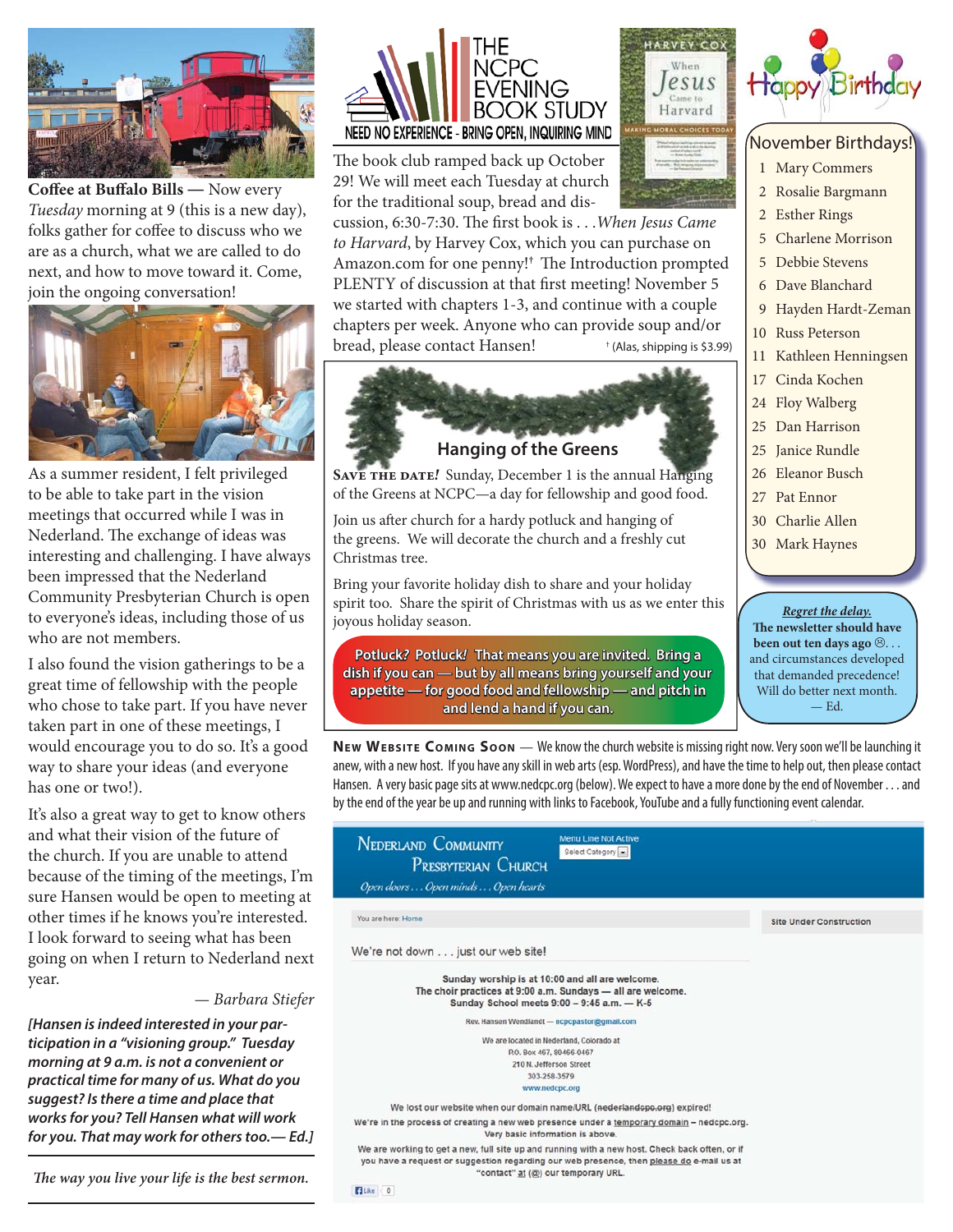**Coffee at Buffalo Bills** — Now every *Tuesday* morning at 9 (this is a new day), folks gather for coffee to discuss who we are as a church, what we are called to do next, and how to move toward it. Come, join the ongoing conversation!

As a summer resident, I felt privileged to be able to take part in the vision meetings that occurred while I was in Nederland. The exchange of ideas was interesting and challenging. I have always been impressed that the Nederland Community Presbyterian Church is open to everyone's ideas, including those of us who are not members.

I also found the vision gatherings to be a great time of fellowship with the people who chose to take part. If you have never taken part in one of these meetings, I would encourage you to do so. It's a good way to share your ideas (and everyone has one or two!).

It's also a great way to get to know others and what their vision of the future of the church. If you are unable to attend because of the timing of the meetings, I'm sure Hansen would be open to meeting at other times if he knows you're interested. I look forward to seeing what has been going on when I return to Nederland next year.

*— Barbara Stiefer*

***[Hansen is indeed interested in your participation in a "visioning group." Tuesday morning at 9 a.m. is not a convenient or practical time for many of us. What do you suggest? Is there a time and place that works for you? Tell Hansen what will work for you. That may work for others too.— Ed.]***

*The way you live your life is the best sermon.*

# THE NCPC EVENING BOOK STUDY

NEED NO EXPERIENCE - BRING OPEN, INQUIRING MIND

The book club ramped back up October 29! We will meet each Tuesday at church for the traditional soup, bread and discussion, 6:30-7:30. The first book is . . .*When Jesus Came to Harvard*, by Harvey Cox, which you can purchase on Amazon.com for one penny![†] The Introduction prompted PLENTY of discussion at that first meeting! November 5 we started with chapters 1-3, and continue with a couple chapters per week. Anyone who can provide soup and/or bread, please contact Hansen!

[†] (Alas, shipping is $3.99)

## Hanging of the Greens

**SAVE THE DATE!** Sunday, December 1 is the annual Hanging of the Greens at NCPC—a day for fellowship and good food.

Join us after church for a hardy potluck and hanging of the greens. We will decorate the church and a freshly cut Christmas tree.

Bring your favorite holiday dish to share and your holiday spirit too. Share the spirit of Christmas with us as we enter this joyous holiday season.

**Potluck? Potluck! That means you are invited. Bring a dish if you can — but by all means bring yourself and your appetite — for good food and fellowship — and pitch in and lend a hand if you can.**

## Happy Birthday

### November Birthdays!

- 1 Mary Commers
- 2 Rosalie Bargmann
- 2 Esther Rings
- 5 Charlene Morrison
- 5 Debbie Stevens
- 6 Dave Blanchard
- 9 Hayden Hardt-Zeman
- 10 Russ Peterson
- 11 Kathleen Henningsen
- 17 Cinda Kochen
- 24 Floy Walberg
- 25 Dan Harrison
- 25 Janice Rundle
- 26 Eleanor Busch
- 27 Pat Ennor
- 30 Charlie Allen
- 30 Mark Haynes

***Regret the delay.***
**The newsletter should have been out ten days ago** ☹. . . and circumstances developed that demanded precedence! Will do better next month.
— Ed.

**NEW WEBSITE COMING SOON** — We know the church website is missing right now. Very soon we'll be launching it anew, with a new host. If you have any skill in web arts (esp. WordPress), and have the time to help out, then please contact Hansen. A very basic page sits at www.nedcpc.org (below). We expect to have a more done by the end of November . . . and by the end of the year be up and running with links to Facebook, YouTube and a fully functioning event calendar.

Nederland Community Presbyterian Church
*Open doors . . . Open minds . . . Open hearts*

Menu Line Not Active
Select Category

You are here: Home

Site Under Construction

We're not down . . . just our web site!

Sunday worship is at 10:00 and all are welcome.
The choir practices at 9:00 a.m. Sundays — all are welcome.
Sunday School meets 9:00 – 9:45 a.m. — K-5

Rev. Hansen Wendlandt — ncpcpastor@gmail.com

We are located in Nederland, Colorado at
P.O. Box 467, 80466-0467
210 N. Jefferson Street
303-258-3579
www.nedcpc.org

We lost our website when our domain name/URL (nederlandcpc.org) expired!
We're in the process of creating a new web presence under a temporary domain – nedcpc.org.
Very basic information is above.

We are working to get a new, full site up and running with a new host. Check back often, or if you have a request or suggestion regarding our web presence, then please do e-mail us at "contact" at (@) our temporary URL.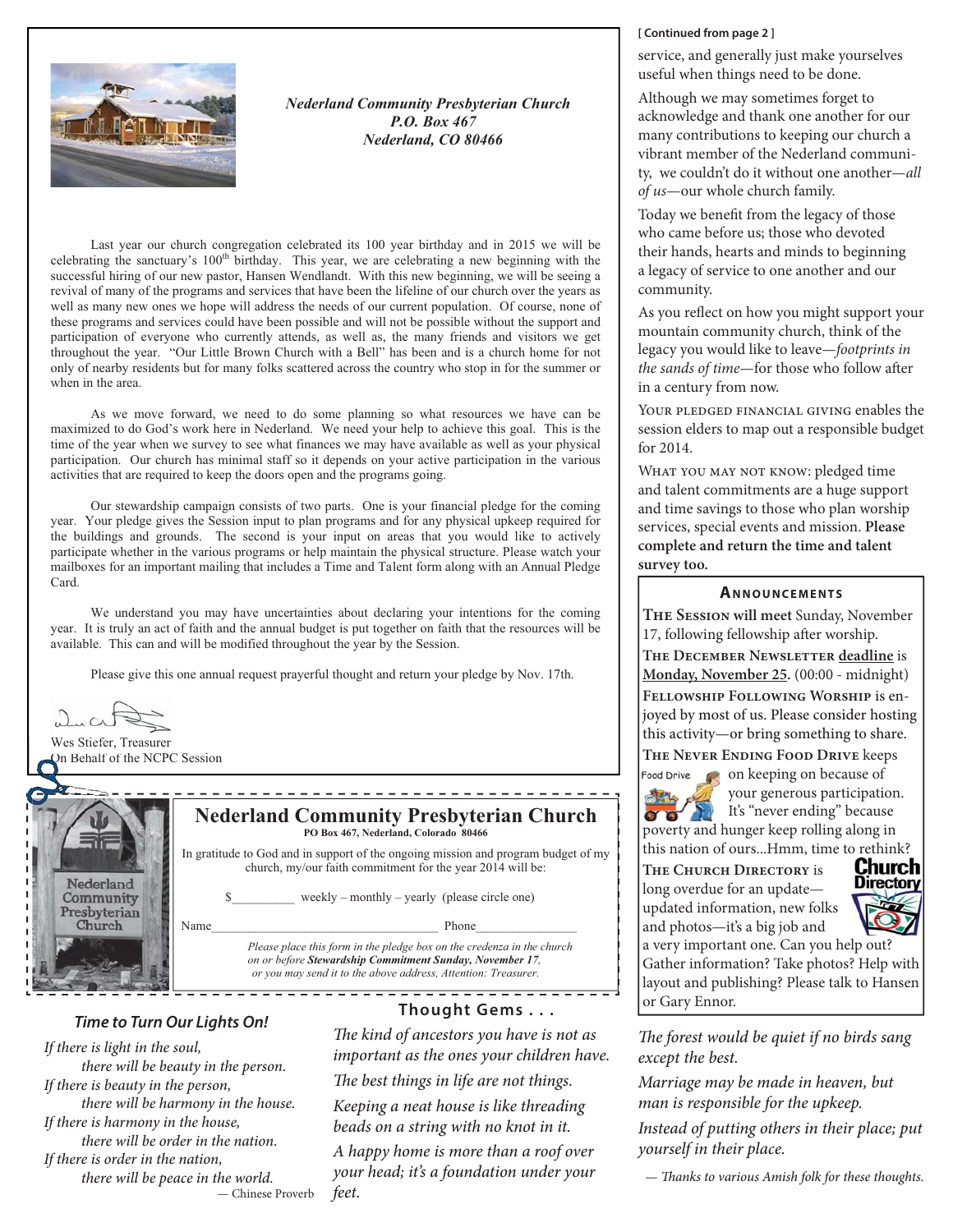*Nederland Community Presbyterian Church*
*P.O. Box 467*
*Nederland, CO 80466*

Last year our church congregation celebrated its 100 year birthday and in 2015 we will be celebrating the sanctuary's 100th birthday. This year, we are celebrating a new beginning with the successful hiring of our new pastor, Hansen Wendlandt. With this new beginning, we will be seeing a revival of many of the programs and services that have been the lifeline of our church over the years as well as many new ones we hope will address the needs of our current population. Of course, none of these programs and services could have been possible and will not be possible without the support and participation of everyone who currently attends, as well as, the many friends and visitors we get throughout the year. "Our Little Brown Church with a Bell" has been and is a church home for not only of nearby residents but for many folks scattered across the country who stop in for the summer or when in the area.

As we move forward, we need to do some planning so what resources we have can be maximized to do God's work here in Nederland. We need your help to achieve this goal. This is the time of the year when we survey to see what finances we may have available as well as your physical participation. Our church has minimal staff so it depends on your active participation in the various activities that are required to keep the doors open and the programs going.

Our stewardship campaign consists of two parts. One is your financial pledge for the coming year. Your pledge gives the Session input to plan programs and for any physical upkeep required for the buildings and grounds. The second is your input on areas that you would like to actively participate whether in the various programs or help maintain the physical structure. Please watch your mailboxes for an important mailing that includes a Time and Talent form along with an Annual Pledge Card.

We understand you may have uncertainties about declaring your intentions for the coming year. It is truly an act of faith and the annual budget is put together on faith that the resources will be available. This can and will be modified throughout the year by the Session.

Please give this one annual request prayerful thought and return your pledge by Nov. 17th.

Wes Stiefer, Treasurer
On Behalf of the NCPC Session

---

## Nederland Community Presbyterian Church

**PO Box 467, Nederland, Colorado 80466**

In gratitude to God and in support of the ongoing mission and program budget of my church, my/our faith commitment for the year 2014 will be:

$__________ weekly – monthly – yearly (please circle one)

Name_____________________________________ Phone________________

*Please place this form in the pledge box on the credenza in the church on or before **Stewardship Commitment Sunday, November 17**, or you may send it to the above address, Attention: Treasurer.*

---

### *Time to Turn Our Lights On!*

*If there is light in the soul,*
*there will be beauty in the person.*
*If there is beauty in the person,*
*there will be harmony in the house.*
*If there is harmony in the house,*
*there will be order in the nation.*
*If there is order in the nation,*
*there will be peace in the world.*

— Chinese Proverb

### Thought Gems . . .

*The kind of ancestors you have is not as important as the ones your children have.*

*The best things in life are not things.*

*Keeping a neat house is like threading beads on a string with no knot in it.*

*A happy home is more than a roof over your head; it's a foundation under your feet.*

---

**[ Continued from page 2 ]**

service, and generally just make yourselves useful when things need to be done.

Although we may sometimes forget to acknowledge and thank one another for our many contributions to keeping our church a vibrant member of the Nederland community, we couldn't do it without one another—*all of us*—our whole church family.

Today we benefit from the legacy of those who came before us; those who devoted their hands, hearts and minds to beginning a legacy of service to one another and our community.

As you reflect on how you might support your mountain community church, think of the legacy you would like to leave—*footprints in the sands of time*—for those who follow after in a century from now.

Your pledged financial giving enables the session elders to map out a responsible budget for 2014.

What you may not know: pledged time and talent commitments are a huge support and time savings to those who plan worship services, special events and mission. **Please complete and return the time and talent survey too.**

### Announcements

**The Session will meet** Sunday, November 17, following fellowship after worship.

**The December Newsletter deadline** is **Monday, November 25.** (00:00 - midnight)

**Fellowship Following Worship** is enjoyed by most of us. Please consider hosting this activity—or bring something to share.

**The Never Ending Food Drive** keeps on keeping on because of your generous participation. It's "never ending" because poverty and hunger keep rolling along in this nation of ours...Hmm, time to rethink?

**The Church Directory** is long overdue for an update—updated information, new folks and photos—it's a big job and a very important one. Can you help out? Gather information? Take photos? Help with layout and publishing? Please talk to Hansen or Gary Ennor.

---

*The forest would be quiet if no birds sang except the best.*

*Marriage may be made in heaven, but man is responsible for the upkeep.*

*Instead of putting others in their place; put yourself in their place.*

*— Thanks to various Amish folk for these thoughts.*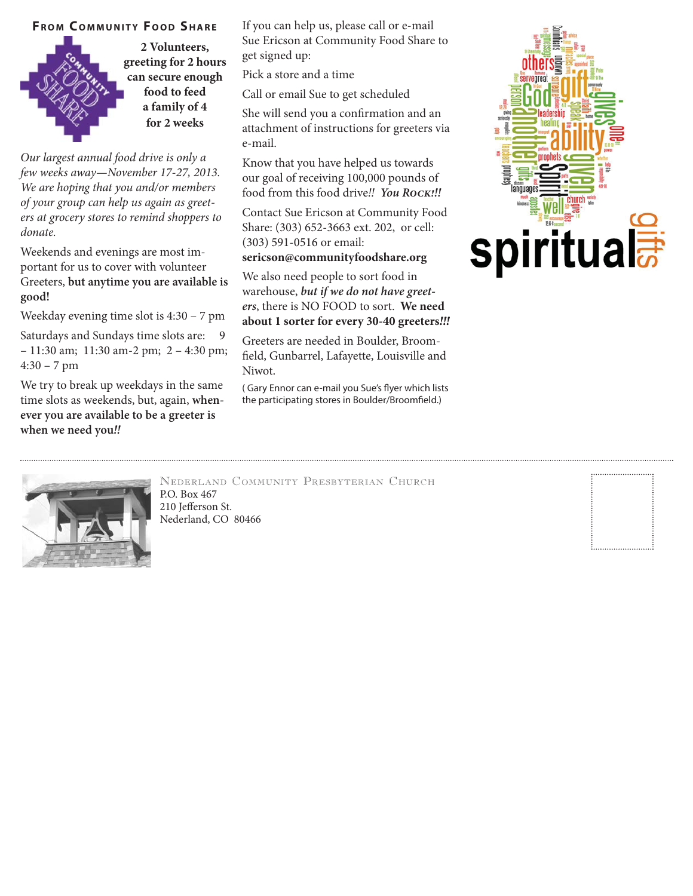## From Community Food Share

**2 Volunteers, greeting for 2 hours can secure enough food to feed a family of 4 for 2 weeks**

*Our largest annual food drive is only a few weeks away—November 17-27, 2013. We are hoping that you and/or members of your group can help us again as greeters at grocery stores to remind shoppers to donate.*

Weekends and evenings are most important for us to cover with volunteer Greeters, **but anytime you are available is good!**

Weekday evening time slot is 4:30 – 7 pm

Saturdays and Sundays time slots are: 9 – 11:30 am; 11:30 am-2 pm; 2 – 4:30 pm; 4:30 – 7 pm

We try to break up weekdays in the same time slots as weekends, but, again, **whenever you are available to be a greeter is when we need you*!!***

If you can help us, please call or e-mail Sue Ericson at Community Food Share to get signed up:

Pick a store and a time

Call or email Sue to get scheduled

She will send you a confirmation and an attachment of instructions for greeters via e-mail.

Know that you have helped us towards our goal of receiving 100,000 pounds of food from this food drive*!!* ***You Rock!!!***

Contact Sue Ericson at Community Food Share: (303) 652-3663 ext. 202, or cell: (303) 591-0516 or email: **sericson@communityfoodshare.org**

We also need people to sort food in warehouse, ***but if we do not have greeters***, there is NO FOOD to sort. **We need about 1 sorter for every 30-40 greeters*!!!***

Greeters are needed in Boulder, Broomfield, Gunbarrel, Lafayette, Louisville and Niwot.

( Gary Ennor can e-mail you Sue's flyer which lists the participating stores in Boulder/Broomfield.)

spiritual gifts

---

Nederland Community Presbyterian Church
P.O. Box 467
210 Jefferson St.
Nederland, CO 80466